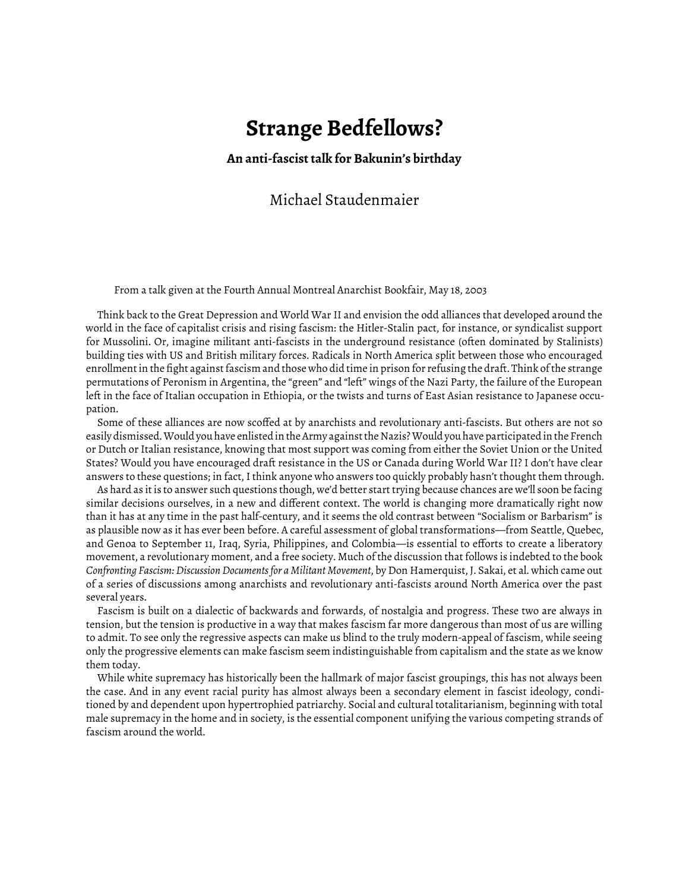# Strange Bedfellows?

### An anti-fascist talk for Bakunin's birthday

Michael Staudenmaier

From a talk given at the Fourth Annual Montreal Anarchist Bookfair, May 18, 2003

Think back to the Great Depression and World War II and envision the odd alliances that developed around the world in the face of capitalist crisis and rising fascism: the Hitler-Stalin pact, for instance, or syndicalist support for Mussolini. Or, imagine militant anti-fascists in the underground resistance (often dominated by Stalinists) building ties with US and British military forces. Radicals in North America split between those who encouraged enrollment in the fight against fascism and those who did time in prison for refusing the draft. Think of the strange permutations of Peronism in Argentina, the "green" and "left" wings of the Nazi Party, the failure of the European left in the face of Italian occupation in Ethiopia, or the twists and turns of East Asian resistance to Japanese occupation.

Some of these alliances are now scoffed at by anarchists and revolutionary anti-fascists. But others are not so easily dismissed. Would you have enlisted in the Army against the Nazis? Would you have participated in the French or Dutch or Italian resistance, knowing that most support was coming from either the Soviet Union or the United States? Would you have encouraged draft resistance in the US or Canada during World War II? I don't have clear answers to these questions; in fact, I think anyone who answers too quickly probably hasn't thought them through.

As hard as it is to answer such questions though, we'd better start trying because chances are we'll soon be facing similar decisions ourselves, in a new and different context. The world is changing more dramatically right now than it has at any time in the past half-century, and it seems the old contrast between "Socialism or Barbarism" is as plausible now as it has ever been before. A careful assessment of global transformations—from Seattle, Quebec, and Genoa to September 11, Iraq, Syria, Philippines, and Colombia—is essential to efforts to create a liberatory movement, a revolutionary moment, and a free society. Much of the discussion that follows is indebted to the book *Confronting Fascism: Discussion Documents for a Militant Movement*, by Don Hamerquist, J. Sakai, et al. which came out of a series of discussions among anarchists and revolutionary anti-fascists around North America over the past several years.

Fascism is built on a dialectic of backwards and forwards, of nostalgia and progress. These two are always in tension, but the tension is productive in a way that makes fascism far more dangerous than most of us are willing to admit. To see only the regressive aspects can make us blind to the truly modern-appeal of fascism, while seeing only the progressive elements can make fascism seem indistinguishable from capitalism and the state as we know them today.

While white supremacy has historically been the hallmark of major fascist groupings, this has not always been the case. And in any event racial purity has almost always been a secondary element in fascist ideology, conditioned by and dependent upon hypertrophied patriarchy. Social and cultural totalitarianism, beginning with total male supremacy in the home and in society, is the essential component unifying the various competing strands of fascism around the world.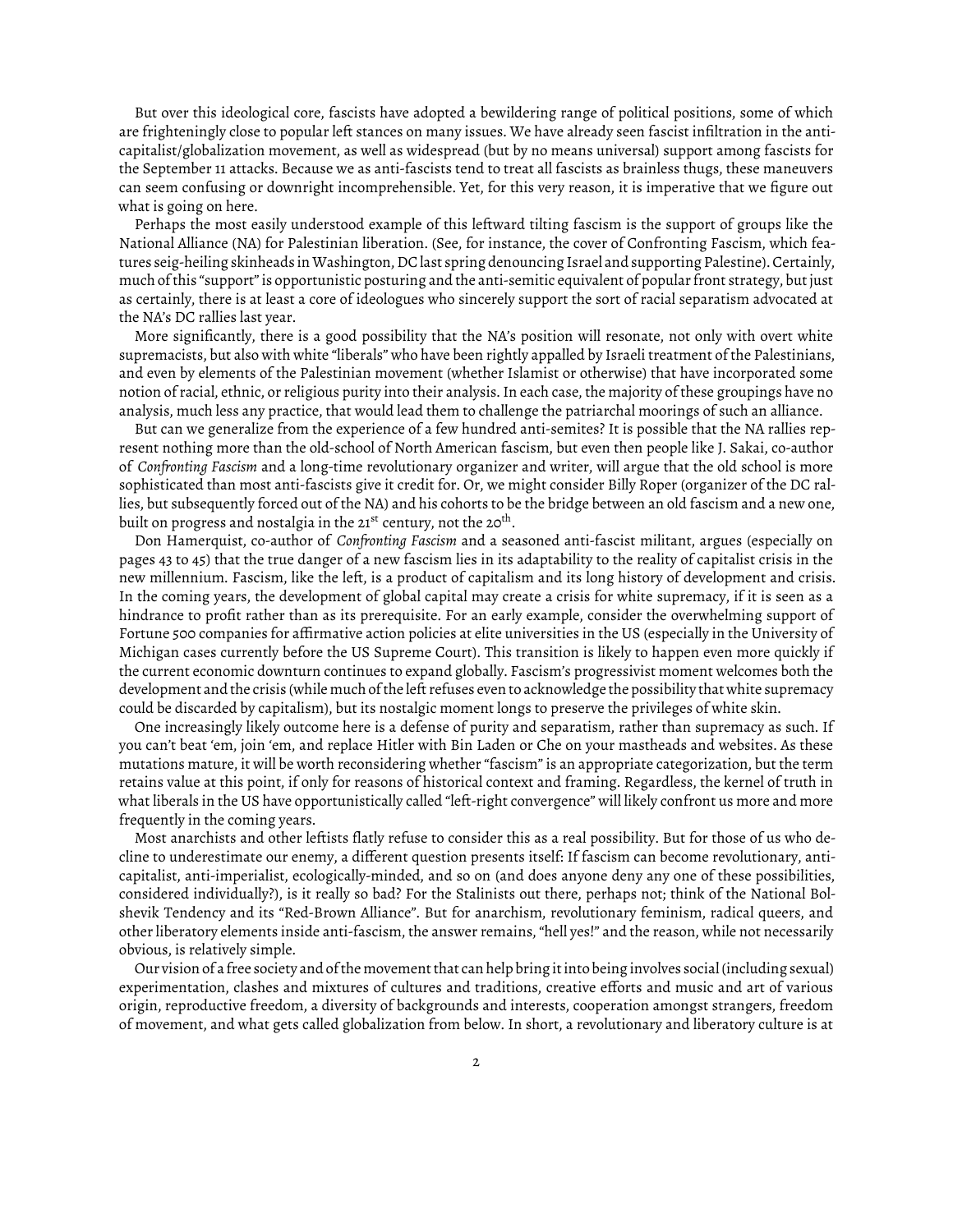But over this ideological core, fascists have adopted a bewildering range of political positions, some of which are frighteningly close to popular left stances on many issues. We have already seen fascist infiltration in the anti-capitalist/globalization movement, as well as widespread (but by no means universal) support among fascists for the September 11 attacks. Because we as anti-fascists tend to treat all fascists as brainless thugs, these maneuvers can seem confusing or downright incomprehensible. Yet, for this very reason, it is imperative that we figure out what is going on here.

Perhaps the most easily understood example of this leftward tilting fascism is the support of groups like the National Alliance (NA) for Palestinian liberation. (See, for instance, the cover of Confronting Fascism, which features seig-heiling skinheads in Washington, DC last spring denouncing Israel and supporting Palestine). Certainly, much of this "support" is opportunistic posturing and the anti-semitic equivalent of popular front strategy, but just as certainly, there is at least a core of ideologues who sincerely support the sort of racial separatism advocated at the NA's DC rallies last year.

More significantly, there is a good possibility that the NA's position will resonate, not only with overt white supremacists, but also with white "liberals" who have been rightly appalled by Israeli treatment of the Palestinians, and even by elements of the Palestinian movement (whether Islamist or otherwise) that have incorporated some notion of racial, ethnic, or religious purity into their analysis. In each case, the majority of these groupings have no analysis, much less any practice, that would lead them to challenge the patriarchal moorings of such an alliance.

But can we generalize from the experience of a few hundred anti-semites? It is possible that the NA rallies represent nothing more than the old-school of North American fascism, but even then people like J. Sakai, co-author of *Confronting Fascism* and a long-time revolutionary organizer and writer, will argue that the old school is more sophisticated than most anti-fascists give it credit for. Or, we might consider Billy Roper (organizer of the DC rallies, but subsequently forced out of the NA) and his cohorts to be the bridge between an old fascism and a new one, built on progress and nostalgia in the 21st century, not the 20th.

Don Hamerquist, co-author of *Confronting Fascism* and a seasoned anti-fascist militant, argues (especially on pages 43 to 45) that the true danger of a new fascism lies in its adaptability to the reality of capitalist crisis in the new millennium. Fascism, like the left, is a product of capitalism and its long history of development and crisis. In the coming years, the development of global capital may create a crisis for white supremacy, if it is seen as a hindrance to profit rather than as its prerequisite. For an early example, consider the overwhelming support of Fortune 500 companies for affirmative action policies at elite universities in the US (especially in the University of Michigan cases currently before the US Supreme Court). This transition is likely to happen even more quickly if the current economic downturn continues to expand globally. Fascism's progressivist moment welcomes both the development and the crisis (while much of the left refuses even to acknowledge the possibility that white supremacy could be discarded by capitalism), but its nostalgic moment longs to preserve the privileges of white skin.

One increasingly likely outcome here is a defense of purity and separatism, rather than supremacy as such. If you can't beat 'em, join 'em, and replace Hitler with Bin Laden or Che on your mastheads and websites. As these mutations mature, it will be worth reconsidering whether "fascism" is an appropriate categorization, but the term retains value at this point, if only for reasons of historical context and framing. Regardless, the kernel of truth in what liberals in the US have opportunistically called "left-right convergence" will likely confront us more and more frequently in the coming years.

Most anarchists and other leftists flatly refuse to consider this as a real possibility. But for those of us who decline to underestimate our enemy, a different question presents itself: If fascism can become revolutionary, anti-capitalist, anti-imperialist, ecologically-minded, and so on (and does anyone deny any one of these possibilities, considered individually?), is it really so bad? For the Stalinists out there, perhaps not; think of the National Bolshevik Tendency and its "Red-Brown Alliance". But for anarchism, revolutionary feminism, radical queers, and other liberatory elements inside anti-fascism, the answer remains, "hell yes!" and the reason, while not necessarily obvious, is relatively simple.

Our vision of a free society and of the movement that can help bring it into being involves social (including sexual) experimentation, clashes and mixtures of cultures and traditions, creative efforts and music and art of various origin, reproductive freedom, a diversity of backgrounds and interests, cooperation amongst strangers, freedom of movement, and what gets called globalization from below. In short, a revolutionary and liberatory culture is at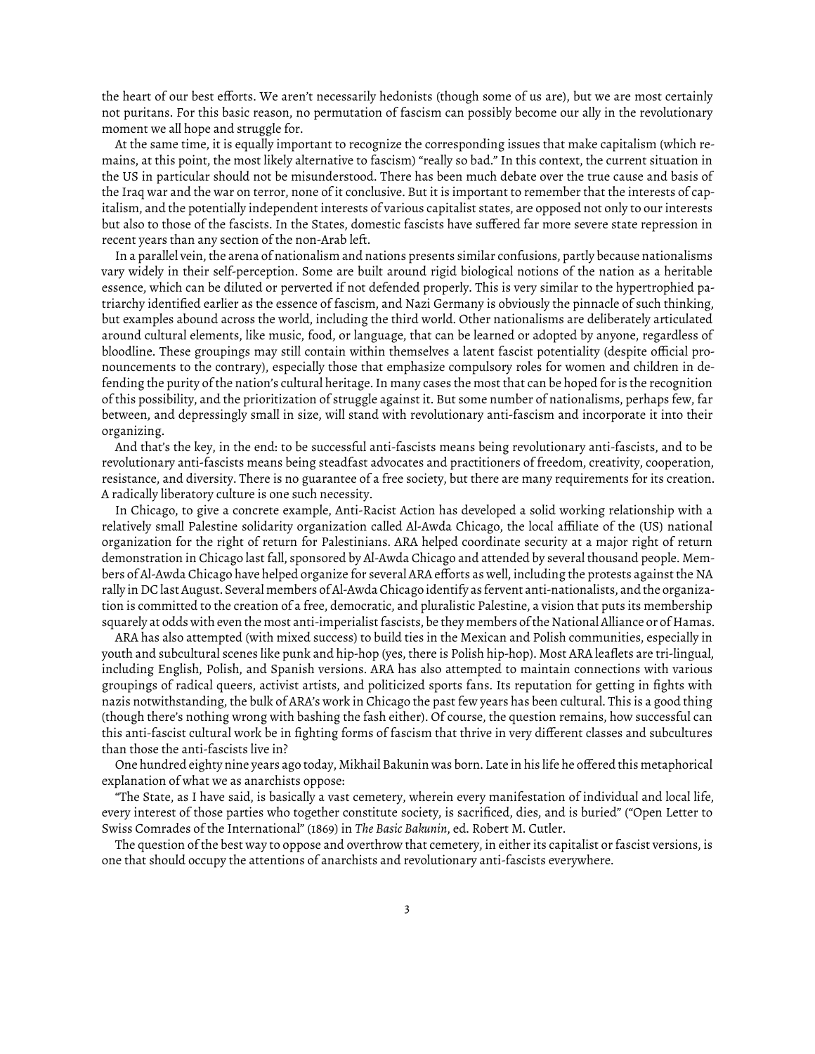the heart of our best efforts. We aren't necessarily hedonists (though some of us are), but we are most certainly not puritans. For this basic reason, no permutation of fascism can possibly become our ally in the revolutionary moment we all hope and struggle for.

At the same time, it is equally important to recognize the corresponding issues that make capitalism (which remains, at this point, the most likely alternative to fascism) "really so bad." In this context, the current situation in the US in particular should not be misunderstood. There has been much debate over the true cause and basis of the Iraq war and the war on terror, none of it conclusive. But it is important to remember that the interests of capitalism, and the potentially independent interests of various capitalist states, are opposed not only to our interests but also to those of the fascists. In the States, domestic fascists have suffered far more severe state repression in recent years than any section of the non-Arab left.

In a parallel vein, the arena of nationalism and nations presents similar confusions, partly because nationalisms vary widely in their self-perception. Some are built around rigid biological notions of the nation as a heritable essence, which can be diluted or perverted if not defended properly. This is very similar to the hypertrophied patriarchy identified earlier as the essence of fascism, and Nazi Germany is obviously the pinnacle of such thinking, but examples abound across the world, including the third world. Other nationalisms are deliberately articulated around cultural elements, like music, food, or language, that can be learned or adopted by anyone, regardless of bloodline. These groupings may still contain within themselves a latent fascist potentiality (despite official pronouncements to the contrary), especially those that emphasize compulsory roles for women and children in defending the purity of the nation's cultural heritage. In many cases the most that can be hoped for is the recognition of this possibility, and the prioritization of struggle against it. But some number of nationalisms, perhaps few, far between, and depressingly small in size, will stand with revolutionary anti-fascism and incorporate it into their organizing.

And that's the key, in the end: to be successful anti-fascists means being revolutionary anti-fascists, and to be revolutionary anti-fascists means being steadfast advocates and practitioners of freedom, creativity, cooperation, resistance, and diversity. There is no guarantee of a free society, but there are many requirements for its creation. A radically liberatory culture is one such necessity.

In Chicago, to give a concrete example, Anti-Racist Action has developed a solid working relationship with a relatively small Palestine solidarity organization called Al-Awda Chicago, the local affiliate of the (US) national organization for the right of return for Palestinians. ARA helped coordinate security at a major right of return demonstration in Chicago last fall, sponsored by Al-Awda Chicago and attended by several thousand people. Members of Al-Awda Chicago have helped organize for several ARA efforts as well, including the protests against the NA rally in DC last August. Several members of Al-Awda Chicago identify as fervent anti-nationalists, and the organization is committed to the creation of a free, democratic, and pluralistic Palestine, a vision that puts its membership squarely at odds with even the most anti-imperialist fascists, be they members of the National Alliance or of Hamas.

ARA has also attempted (with mixed success) to build ties in the Mexican and Polish communities, especially in youth and subcultural scenes like punk and hip-hop (yes, there is Polish hip-hop). Most ARA leaflets are tri-lingual, including English, Polish, and Spanish versions. ARA has also attempted to maintain connections with various groupings of radical queers, activist artists, and politicized sports fans. Its reputation for getting in fights with nazis notwithstanding, the bulk of ARA's work in Chicago the past few years has been cultural. This is a good thing (though there's nothing wrong with bashing the fash either). Of course, the question remains, how successful can this anti-fascist cultural work be in fighting forms of fascism that thrive in very different classes and subcultures than those the anti-fascists live in?

One hundred eighty nine years ago today, Mikhail Bakunin was born. Late in his life he offered this metaphorical explanation of what we as anarchists oppose:

"The State, as I have said, is basically a vast cemetery, wherein every manifestation of individual and local life, every interest of those parties who together constitute society, is sacrificed, dies, and is buried" ("Open Letter to Swiss Comrades of the International" (1869) in *The Basic Bakunin*, ed. Robert M. Cutler.

The question of the best way to oppose and overthrow that cemetery, in either its capitalist or fascist versions, is one that should occupy the attentions of anarchists and revolutionary anti-fascists everywhere.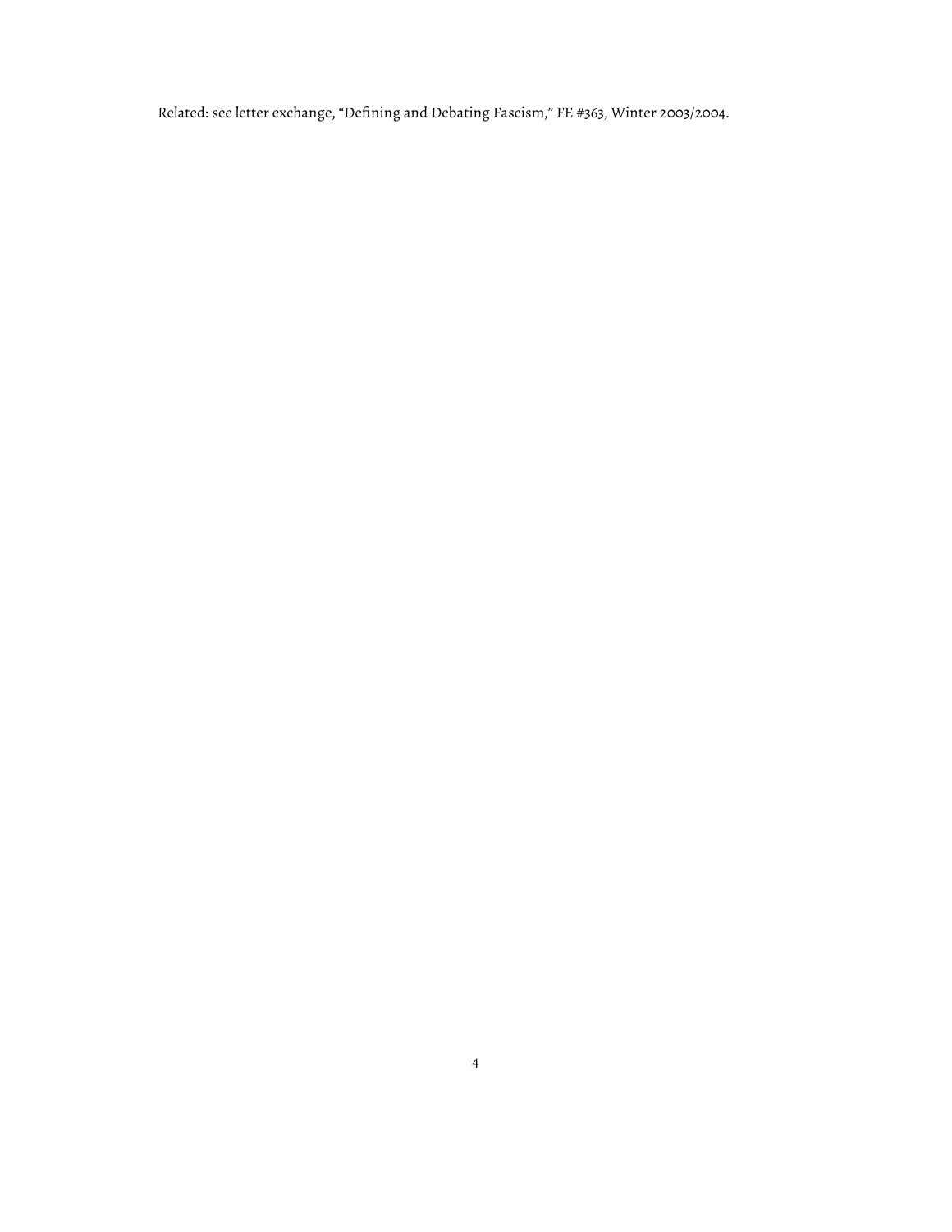Related: see letter exchange, "Defining and Debating Fascism," FE #363, Winter 2003/2004.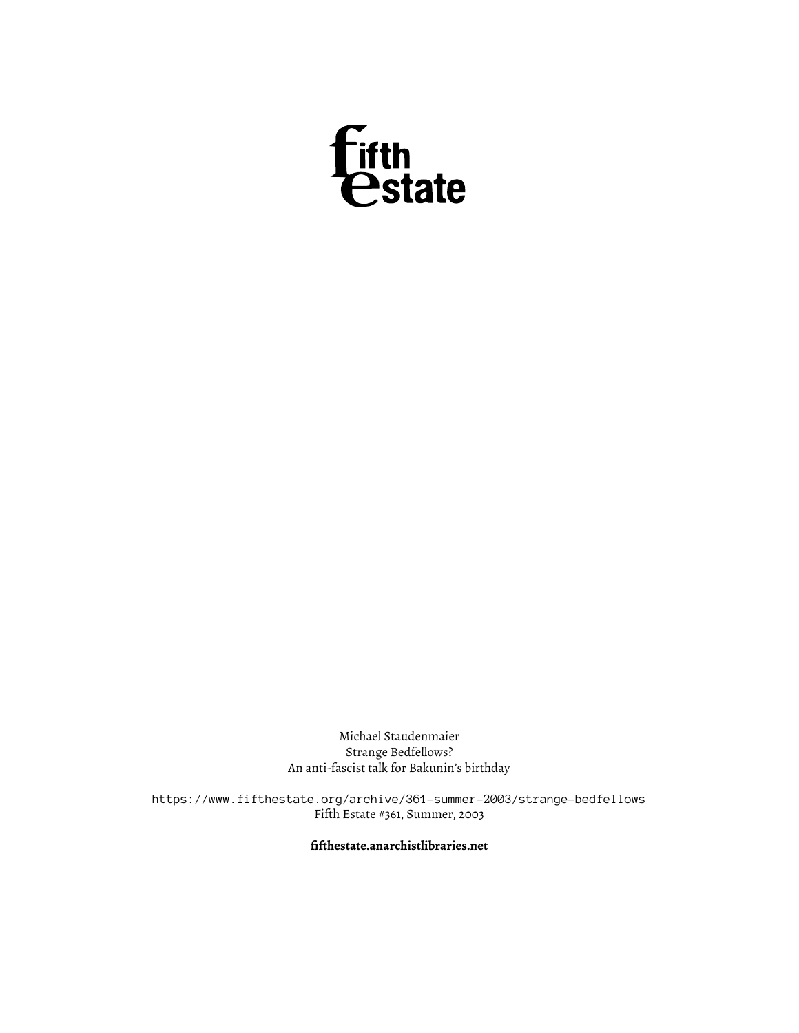Fifth Estate

Michael Staudenmaier
Strange Bedfellows?
An anti-fascist talk for Bakunin's birthday

https://www.fifthestate.org/archive/361-summer-2003/strange-bedfellows
Fifth Estate #361, Summer, 2003

**fifthestate.anarchistlibraries.net**